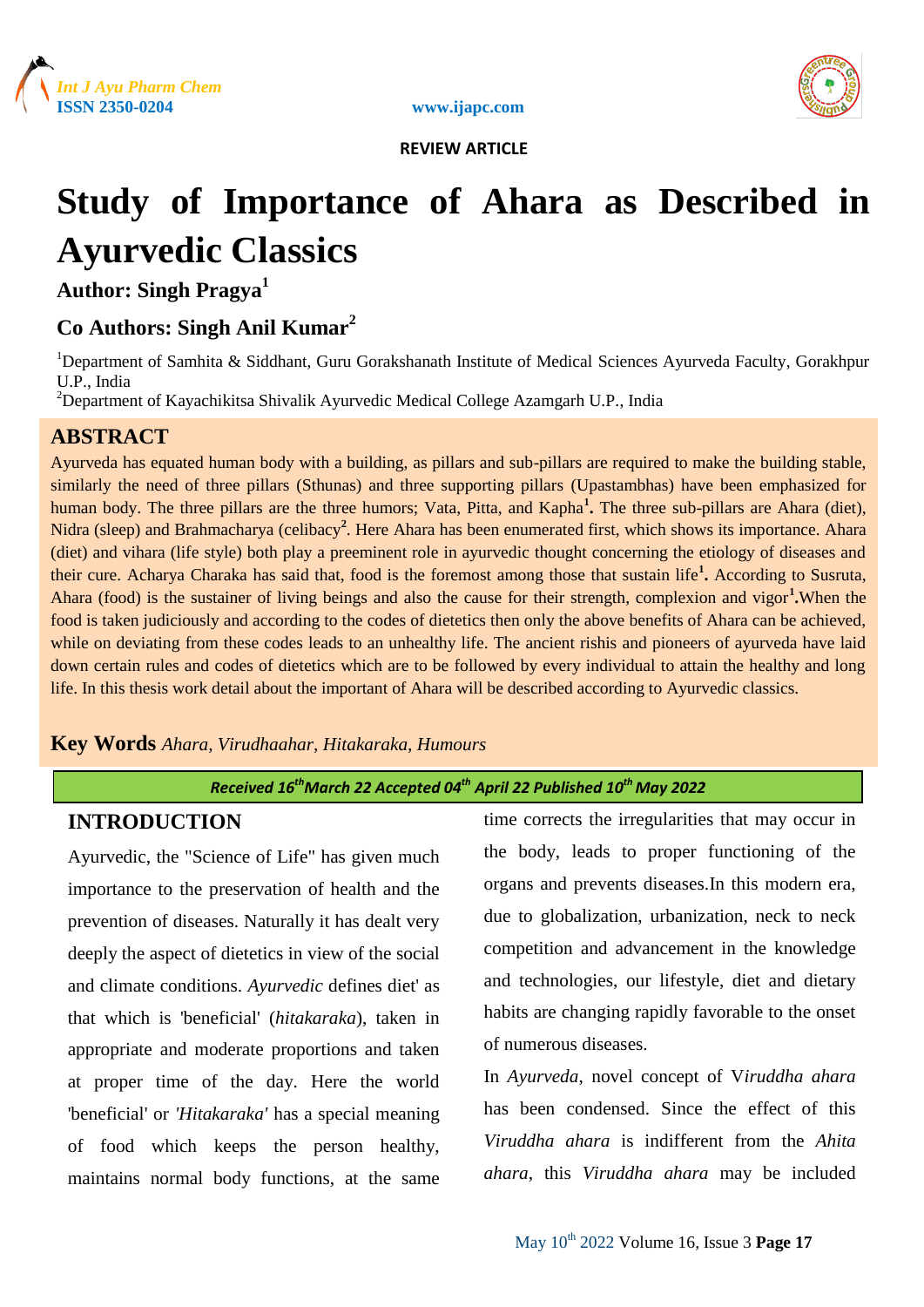REVIEW ARTICLE

# Study of Importance of Ahara as Described in Ayurvedic Classics

**Author: Singh Pragya**[1]

**Co Authors: Singh Anil Kumar**[2]

[1]Department of Samhita & Siddhant, Guru Gorakshanath Institute of Medical Sciences Ayurveda Faculty, Gorakhpur U.P., India

[2]Department of Kayachikitsa Shivalik Ayurvedic Medical College Azamgarh U.P., India

## ABSTRACT

Ayurveda has equated human body with a building, as pillars and sub-pillars are required to make the building stable, similarly the need of three pillars (Sthunas) and three supporting pillars (Upastambhas) have been emphasized for human body. The three pillars are the three humors; Vata, Pitta, and Kapha[1]. The three sub-pillars are Ahara (diet), Nidra (sleep) and Brahmacharya (celibacy[2]. Here Ahara has been enumerated first, which shows its importance. Ahara (diet) and vihara (life style) both play a preeminent role in ayurvedic thought concerning the etiology of diseases and their cure. Acharya Charaka has said that, food is the foremost among those that sustain life[1]. According to Susruta, Ahara (food) is the sustainer of living beings and also the cause for their strength, complexion and vigor[1].When the food is taken judiciously and according to the codes of dietetics then only the above benefits of Ahara can be achieved, while on deviating from these codes leads to an unhealthy life. The ancient rishis and pioneers of ayurveda have laid down certain rules and codes of dietetics which are to be followed by every individual to attain the healthy and long life. In this thesis work detail about the important of Ahara will be described according to Ayurvedic classics.

**Key Words** *Ahara, Virudhaahar, Hitakaraka, Humours*

*Received 16th March 22 Accepted 04th April 22 Published 10th May 2022*

## INTRODUCTION

Ayurvedic, the "Science of Life" has given much importance to the preservation of health and the prevention of diseases. Naturally it has dealt very deeply the aspect of dietetics in view of the social and climate conditions. *Ayurvedic* defines diet' as that which is 'beneficial' (*hitakaraka*), taken in appropriate and moderate proportions and taken at proper time of the day. Here the world 'beneficial' or *'Hitakaraka'* has a special meaning of food which keeps the person healthy, maintains normal body functions, at the same time corrects the irregularities that may occur in the body, leads to proper functioning of the organs and prevents diseases.In this modern era, due to globalization, urbanization, neck to neck competition and advancement in the knowledge and technologies, our lifestyle, diet and dietary habits are changing rapidly favorable to the onset of numerous diseases.

In *Ayurveda*, novel concept of V*iruddha ahara* has been condensed. Since the effect of this *Viruddha ahara* is indifferent from the *Ahita ahara*, this *Viruddha ahara* may be included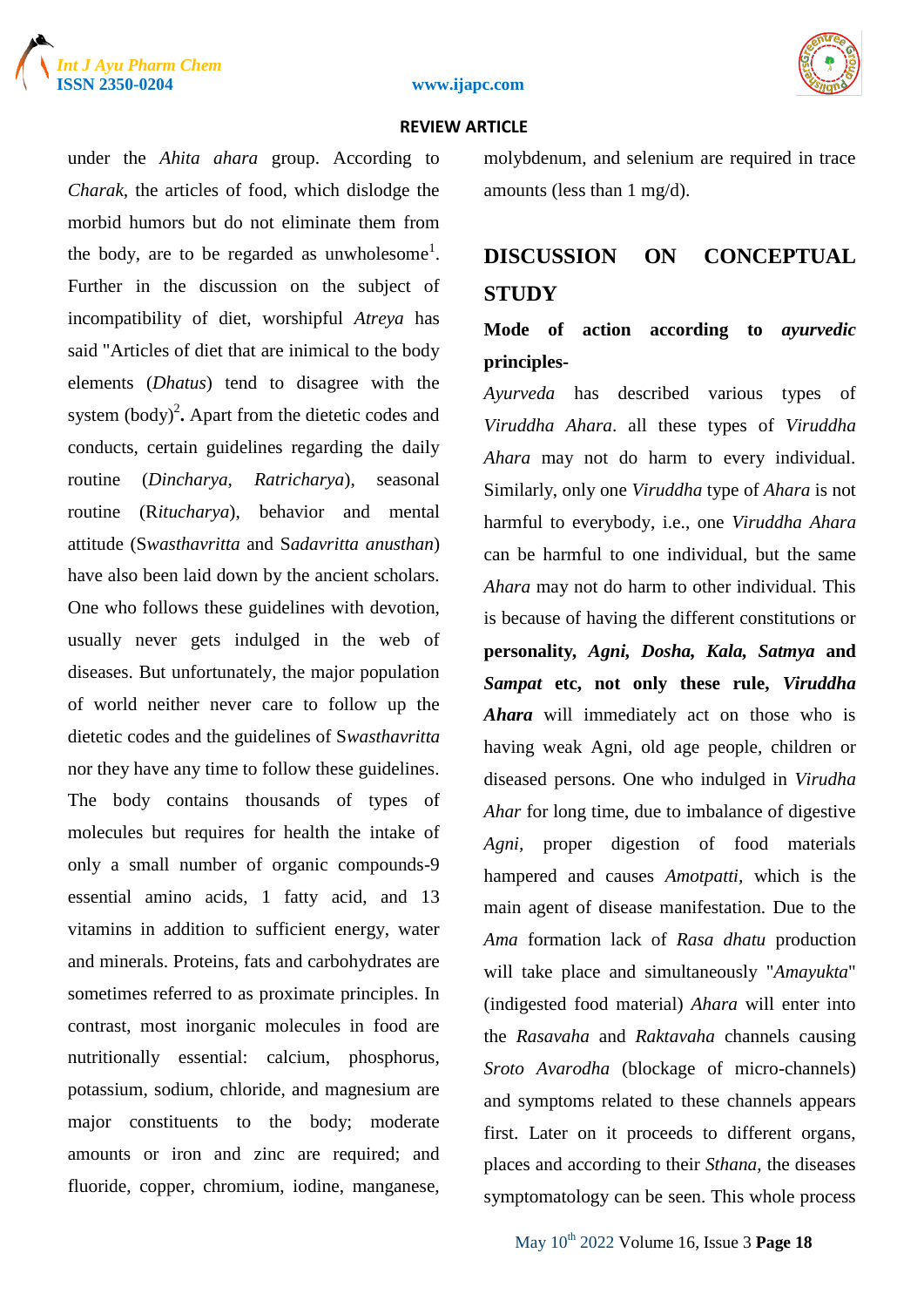under the *Ahita ahara* group. According to *Charak*, the articles of food, which dislodge the morbid humors but do not eliminate them from the body, are to be regarded as unwholesome[1]. Further in the discussion on the subject of incompatibility of diet, worshipful *Atreya* has said "Articles of diet that are inimical to the body elements (*Dhatus*) tend to disagree with the system (body)[2]**.** Apart from the dietetic codes and conducts, certain guidelines regarding the daily routine (*Dincharya*, *Ratricharya*), seasonal routine (R*itucharya*), behavior and mental attitude (S*wasthavritta* and S*adavritta anusthan*) have also been laid down by the ancient scholars. One who follows these guidelines with devotion, usually never gets indulged in the web of diseases. But unfortunately, the major population of world neither never care to follow up the dietetic codes and the guidelines of S*wasthavritta* nor they have any time to follow these guidelines. The body contains thousands of types of molecules but requires for health the intake of only a small number of organic compounds-9 essential amino acids, 1 fatty acid, and 13 vitamins in addition to sufficient energy, water and minerals. Proteins, fats and carbohydrates are sometimes referred to as proximate principles. In contrast, most inorganic molecules in food are nutritionally essential: calcium, phosphorus, potassium, sodium, chloride, and magnesium are major constituents to the body; moderate amounts or iron and zinc are required; and fluoride, copper, chromium, iodine, manganese, molybdenum, and selenium are required in trace amounts (less than 1 mg/d).

## DISCUSSION ON CONCEPTUAL STUDY

**Mode of action according to *ayurvedic* principles-**

*Ayurveda* has described various types of *Viruddha Ahara*. all these types of *Viruddha Ahara* may not do harm to every individual. Similarly, only one *Viruddha* type of *Ahara* is not harmful to everybody, i.e., one *Viruddha Ahara* can be harmful to one individual, but the same *Ahara* may not do harm to other individual. This is because of having the different constitutions or **personality, *Agni*, *Dosha*, *Kala*, *Satmya* and *Sampat* etc, not only these rule, *Viruddha Ahara*** will immediately act on those who is having weak Agni, old age people, children or diseased persons. One who indulged in *Virudha Ahar* for long time, due to imbalance of digestive *Agni*, proper digestion of food materials hampered and causes *Amotpatti*, which is the main agent of disease manifestation. Due to the *Ama* formation lack of *Rasa dhatu* production will take place and simultaneously "*Amayukta*" (indigested food material) *Ahara* will enter into the *Rasavaha* and *Raktavaha* channels causing *Sroto Avarodha* (blockage of micro-channels) and symptoms related to these channels appears first. Later on it proceeds to different organs, places and according to their *Sthana*, the diseases symptomatology can be seen. This whole process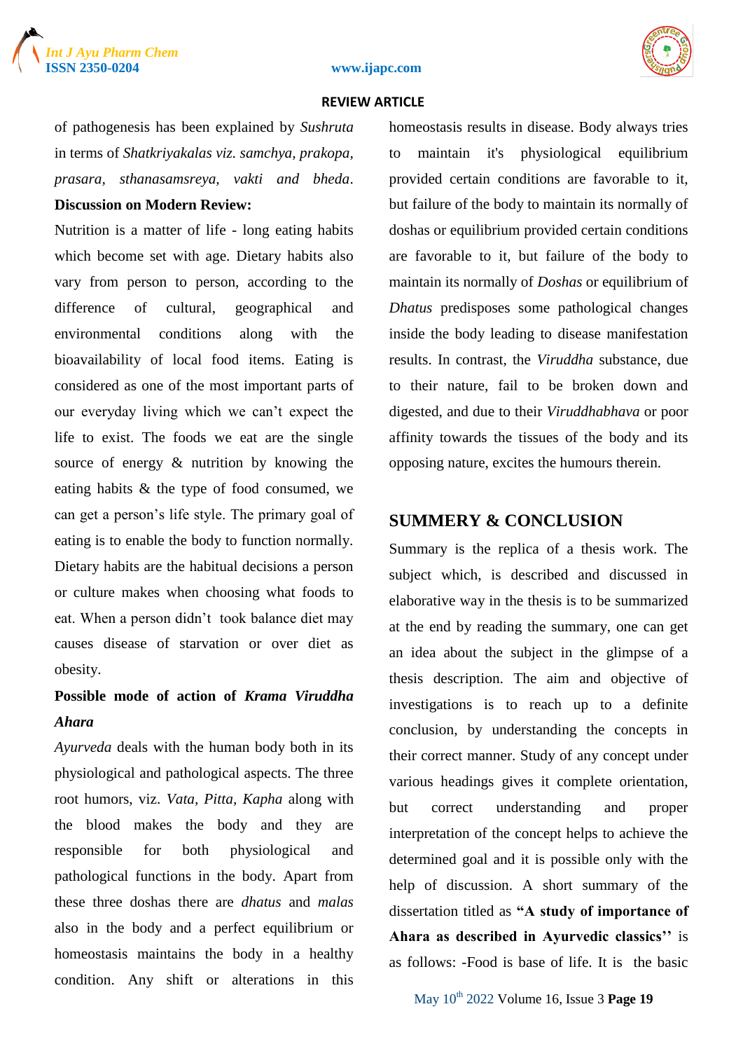of pathogenesis has been explained by *Sushruta* in terms of *Shatkriyakalas viz. samchya, prakopa, prasara, sthanasamsreya, vakti and bheda*.

**Discussion on Modern Review:**

Nutrition is a matter of life - long eating habits which become set with age. Dietary habits also vary from person to person, according to the difference of cultural, geographical and environmental conditions along with the bioavailability of local food items. Eating is considered as one of the most important parts of our everyday living which we can't expect the life to exist. The foods we eat are the single source of energy & nutrition by knowing the eating habits & the type of food consumed, we can get a person's life style. The primary goal of eating is to enable the body to function normally. Dietary habits are the habitual decisions a person or culture makes when choosing what foods to eat. When a person didn't took balance diet may causes disease of starvation or over diet as obesity.

**Possible mode of action of *Krama Viruddha Ahara***

*Ayurveda* deals with the human body both in its physiological and pathological aspects. The three root humors, viz. *Vata, Pitta, Kapha* along with the blood makes the body and they are responsible for both physiological and pathological functions in the body. Apart from these three doshas there are *dhatus* and *malas* also in the body and a perfect equilibrium or homeostasis maintains the body in a healthy condition. Any shift or alterations in this homeostasis results in disease. Body always tries to maintain it's physiological equilibrium provided certain conditions are favorable to it, but failure of the body to maintain its normally of doshas or equilibrium provided certain conditions are favorable to it, but failure of the body to maintain its normally of *Doshas* or equilibrium of *Dhatus* predisposes some pathological changes inside the body leading to disease manifestation results. In contrast, the *Viruddha* substance, due to their nature, fail to be broken down and digested, and due to their *Viruddhabhava* or poor affinity towards the tissues of the body and its opposing nature, excites the humours therein.

## SUMMERY & CONCLUSION

Summary is the replica of a thesis work. The subject which, is described and discussed in elaborative way in the thesis is to be summarized at the end by reading the summary, one can get an idea about the subject in the glimpse of a thesis description. The aim and objective of investigations is to reach up to a definite conclusion, by understanding the concepts in their correct manner. Study of any concept under various headings gives it complete orientation, but correct understanding and proper interpretation of the concept helps to achieve the determined goal and it is possible only with the help of discussion. A short summary of the dissertation titled as **"A study of importance of Ahara as described in Ayurvedic classics''** is as follows: -Food is base of life. It is the basic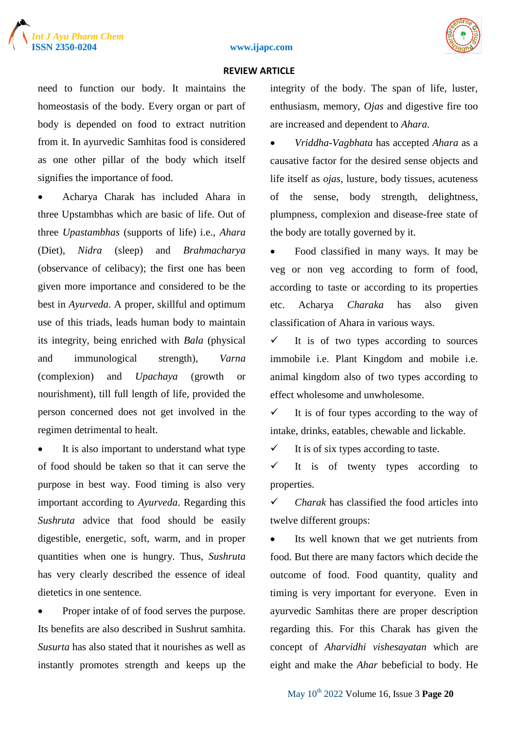need to function our body. It maintains the homeostasis of the body. Every organ or part of body is depended on food to extract nutrition from it. In ayurvedic Samhitas food is considered as one other pillar of the body which itself signifies the importance of food.

- Acharya Charak has included Ahara in three Upstambhas which are basic of life. Out of three *Upastambhas* (supports of life) i.e., *Ahara* (Diet), *Nidra* (sleep) and *Brahmacharya* (observance of celibacy); the first one has been given more importance and considered to be the best in *Ayurveda*. A proper, skillful and optimum use of this triads, leads human body to maintain its integrity, being enriched with *Bala* (physical and immunological strength), *Varna* (complexion) and *Upachaya* (growth or nourishment), till full length of life, provided the person concerned does not get involved in the regimen detrimental to healt.
- It is also important to understand what type of food should be taken so that it can serve the purpose in best way. Food timing is also very important according to *Ayurveda*. Regarding this *Sushruta* advice that food should be easily digestible, energetic, soft, warm, and in proper quantities when one is hungry. Thus, *Sushruta* has very clearly described the essence of ideal dietetics in one sentence.
- Proper intake of of food serves the purpose. Its benefits are also described in Sushrut samhita. *Susurta* has also stated that it nourishes as well as instantly promotes strength and keeps up the integrity of the body. The span of life, luster, enthusiasm, memory, *Ojas* and digestive fire too are increased and dependent to *Ahara*.
- *Vriddha-Vagbhata* has accepted *Ahara* as a causative factor for the desired sense objects and life itself as *ojas*, lusture, body tissues, acuteness of the sense, body strength, delightiness, plumpness, complexion and disease-free state of the body are totally governed by it.
- Food classified in many ways. It may be veg or non veg according to form of food, according to taste or according to its properties etc. Acharya *Charaka* has also given classification of Ahara in various ways.

✓ It is of two types according to sources immobile i.e. Plant Kingdom and mobile i.e. animal kingdom also of two types according to effect wholesome and unwholesome.

✓ It is of four types according to the way of intake, drinks, eatables, chewable and lickable.

✓ It is of six types according to taste.

✓ It is of twenty types according to properties.

✓ *Charak* has classified the food articles into twelve different groups:

- Its well known that we get nutrients from food. But there are many factors which decide the outcome of food. Food quantity, quality and timing is very important for everyone. Even in ayurvedic Samhitas there are proper description regarding this. For this Charak has given the concept of *Aharvidhi vishesayatan* which are eight and make the *Ahar* bebeficial to body. He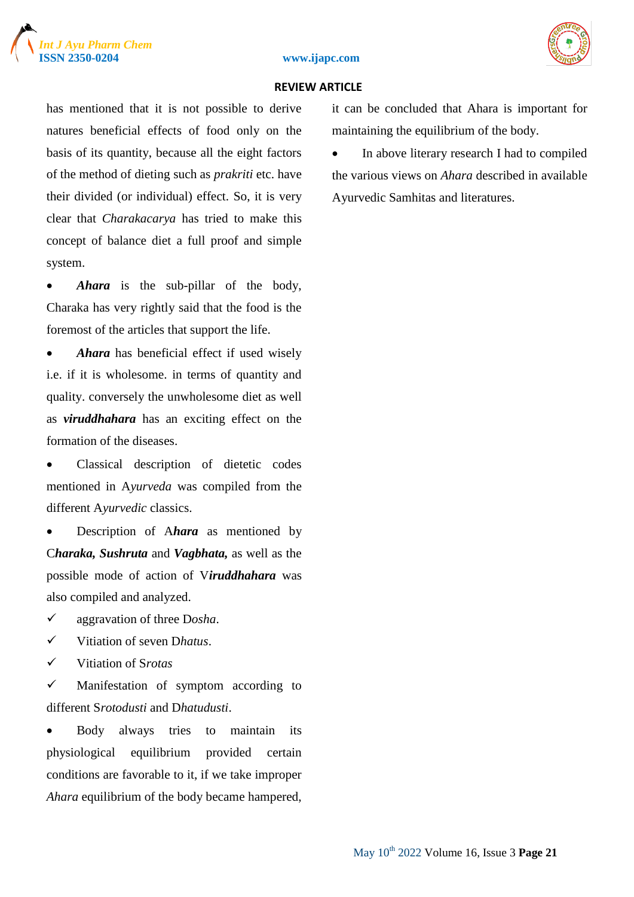has mentioned that it is not possible to derive natures beneficial effects of food only on the basis of its quantity, because all the eight factors of the method of dieting such as *prakriti* etc. have their divided (or individual) effect. So, it is very clear that *Charakacarya* has tried to make this concept of balance diet a full proof and simple system.

- ***Ahara*** is the sub-pillar of the body, Charaka has very rightly said that the food is the foremost of the articles that support the life.
- ***Ahara*** has beneficial effect if used wisely i.e. if it is wholesome. in terms of quantity and quality. conversely the unwholesome diet as well as ***viruddhahara*** has an exciting effect on the formation of the diseases.
- Classical description of dietetic codes mentioned in A*yurveda* was compiled from the different A*yurvedic* classics.
- Description of A***hara*** as mentioned by C***haraka, Sushruta*** and ***Vagbhata,*** as well as the possible mode of action of V***iruddhahara*** was also compiled and analyzed.

✓ aggravation of three D*osha*.

✓ Vitiation of seven D*hatus*.

✓ Vitiation of S*rotas*

✓ Manifestation of symptom according to different S*rotodusti* and D*hatudusti*.

- Body always tries to maintain its physiological equilibrium provided certain conditions are favorable to it, if we take improper *Ahara* equilibrium of the body became hampered, it can be concluded that Ahara is important for maintaining the equilibrium of the body.
- In above literary research I had to compiled the various views on *Ahara* described in available Ayurvedic Samhitas and literatures.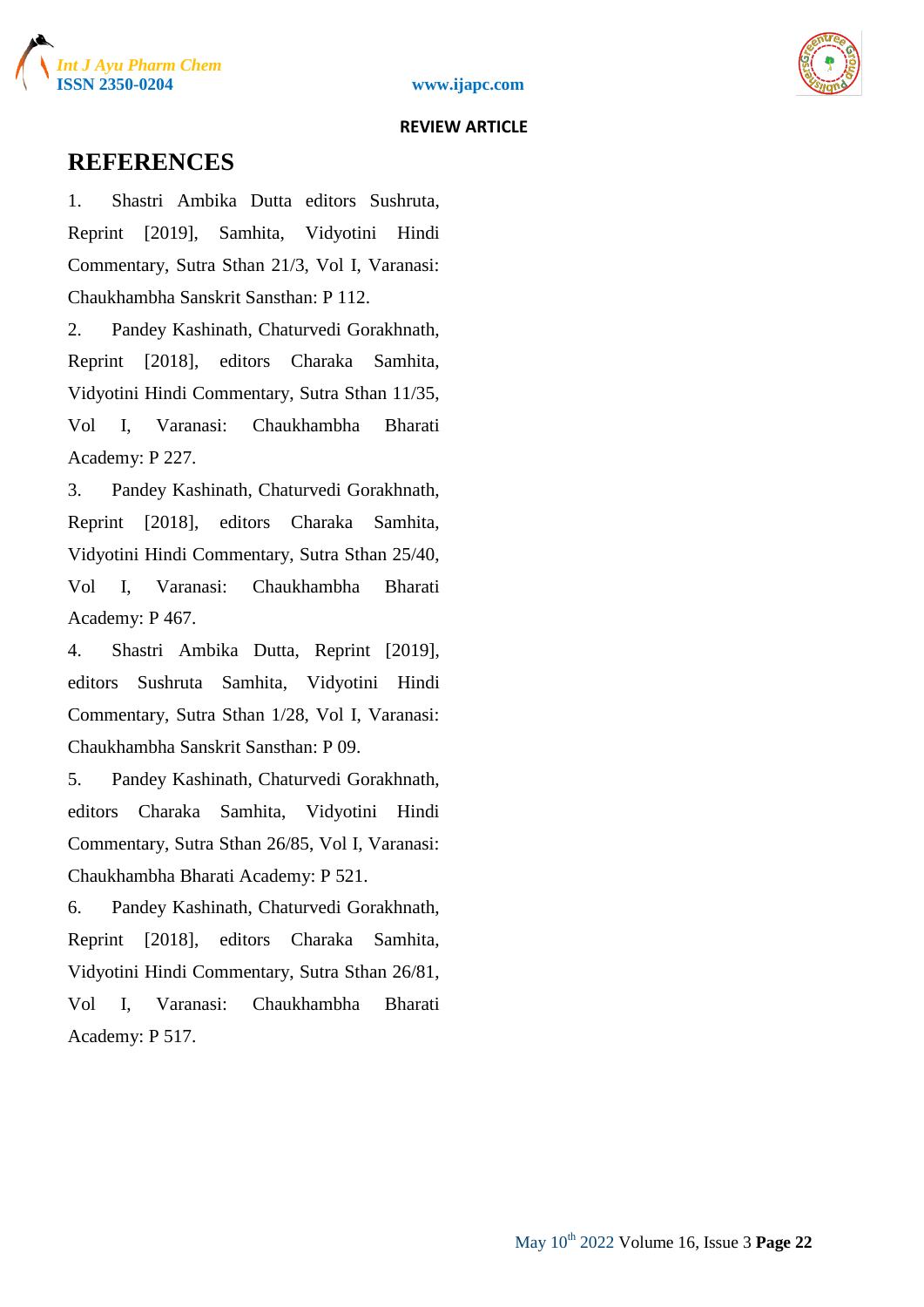REVIEW ARTICLE

# REFERENCES

1. Shastri Ambika Dutta editors Sushruta, Reprint [2019], Samhita, Vidyotini Hindi Commentary, Sutra Sthan 21/3, Vol I, Varanasi: Chaukhambha Sanskrit Sansthan: P 112.
2. Pandey Kashinath, Chaturvedi Gorakhnath, Reprint [2018], editors Charaka Samhita, Vidyotini Hindi Commentary, Sutra Sthan 11/35, Vol I, Varanasi: Chaukhambha Bharati Academy: P 227.
3. Pandey Kashinath, Chaturvedi Gorakhnath, Reprint [2018], editors Charaka Samhita, Vidyotini Hindi Commentary, Sutra Sthan 25/40, Vol I, Varanasi: Chaukhambha Bharati Academy: P 467.
4. Shastri Ambika Dutta, Reprint [2019], editors Sushruta Samhita, Vidyotini Hindi Commentary, Sutra Sthan 1/28, Vol I, Varanasi: Chaukhambha Sanskrit Sansthan: P 09.
5. Pandey Kashinath, Chaturvedi Gorakhnath, editors Charaka Samhita, Vidyotini Hindi Commentary, Sutra Sthan 26/85, Vol I, Varanasi: Chaukhambha Bharati Academy: P 521.
6. Pandey Kashinath, Chaturvedi Gorakhnath, Reprint [2018], editors Charaka Samhita, Vidyotini Hindi Commentary, Sutra Sthan 26/81, Vol I, Varanasi: Chaukhambha Bharati Academy: P 517.